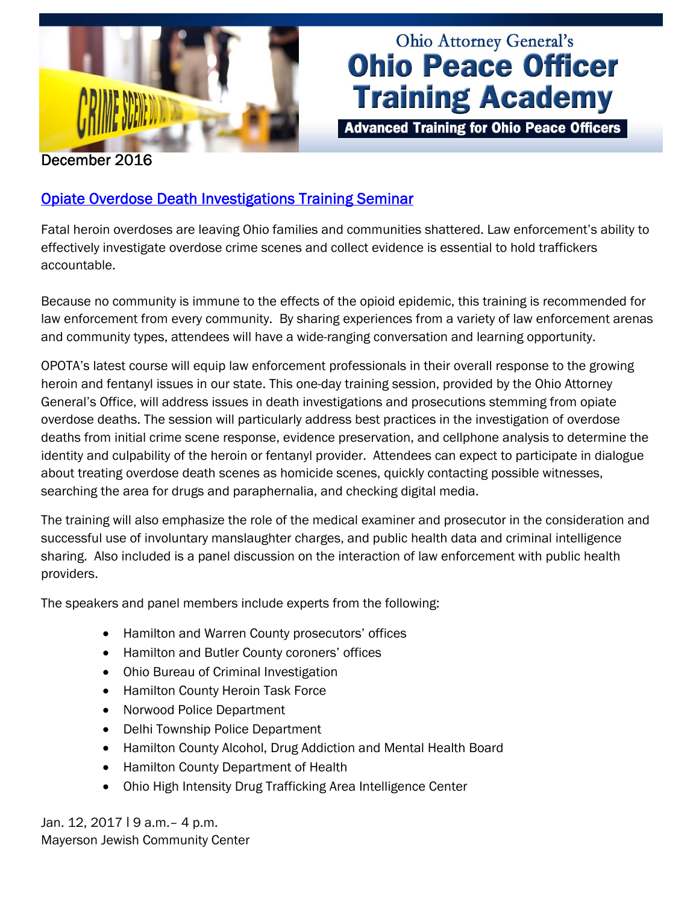Ohio Attorney General's

# Ohio Peace Officer Training Academy

**Advanced Training for Ohio Peace Officers**

December 2016

## Opiate Overdose Death Investigations Training Seminar

Fatal heroin overdoses are leaving Ohio families and communities shattered. Law enforcement's ability to effectively investigate overdose crime scenes and collect evidence is essential to hold traffickers accountable.

Because no community is immune to the effects of the opioid epidemic, this training is recommended for law enforcement from every community. By sharing experiences from a variety of law enforcement arenas and community types, attendees will have a wide-ranging conversation and learning opportunity.

OPOTA's latest course will equip law enforcement professionals in their overall response to the growing heroin and fentanyl issues in our state. This one-day training session, provided by the Ohio Attorney General's Office, will address issues in death investigations and prosecutions stemming from opiate overdose deaths. The session will particularly address best practices in the investigation of overdose deaths from initial crime scene response, evidence preservation, and cellphone analysis to determine the identity and culpability of the heroin or fentanyl provider. Attendees can expect to participate in dialogue about treating overdose death scenes as homicide scenes, quickly contacting possible witnesses, searching the area for drugs and paraphernalia, and checking digital media.

The training will also emphasize the role of the medical examiner and prosecutor in the consideration and successful use of involuntary manslaughter charges, and public health data and criminal intelligence sharing. Also included is a panel discussion on the interaction of law enforcement with public health providers.

The speakers and panel members include experts from the following:

- Hamilton and Warren County prosecutors' offices
- Hamilton and Butler County coroners' offices
- Ohio Bureau of Criminal Investigation
- Hamilton County Heroin Task Force
- Norwood Police Department
- Delhi Township Police Department
- Hamilton County Alcohol, Drug Addiction and Mental Health Board
- Hamilton County Department of Health
- Ohio High Intensity Drug Trafficking Area Intelligence Center

Jan. 12, 2017 | 9 a.m.– 4 p.m.
Mayerson Jewish Community Center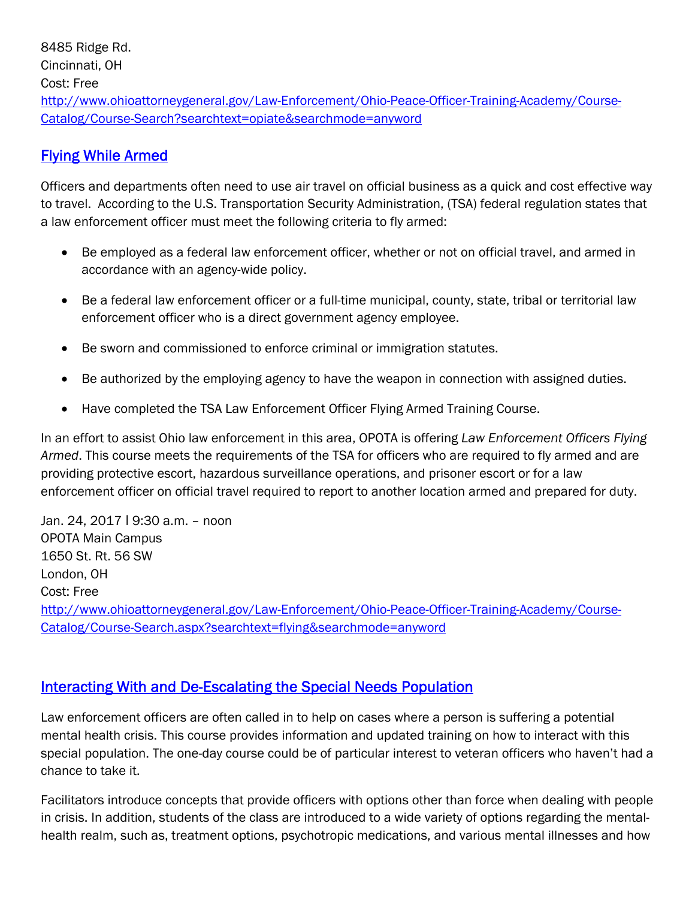8485 Ridge Rd.
Cincinnati, OH
Cost: Free
[http://www.ohioattorneygeneral.gov/Law-Enforcement/Ohio-Peace-Officer-Training-Academy/Course-Catalog/Course-Search?searchtext=opiate&searchmode=anyword](http://www.ohioattorneygeneral.gov/Law-Enforcement/Ohio-Peace-Officer-Training-Academy/Course-Catalog/Course-Search?searchtext=opiate&searchmode=anyword)

## Flying While Armed

Officers and departments often need to use air travel on official business as a quick and cost effective way to travel. According to the U.S. Transportation Security Administration, (TSA) federal regulation states that a law enforcement officer must meet the following criteria to fly armed:

- Be employed as a federal law enforcement officer, whether or not on official travel, and armed in accordance with an agency-wide policy.
- Be a federal law enforcement officer or a full-time municipal, county, state, tribal or territorial law enforcement officer who is a direct government agency employee.
- Be sworn and commissioned to enforce criminal or immigration statutes.
- Be authorized by the employing agency to have the weapon in connection with assigned duties.
- Have completed the TSA Law Enforcement Officer Flying Armed Training Course.

In an effort to assist Ohio law enforcement in this area, OPOTA is offering *Law Enforcement Officers Flying Armed*. This course meets the requirements of the TSA for officers who are required to fly armed and are providing protective escort, hazardous surveillance operations, and prisoner escort or for a law enforcement officer on official travel required to report to another location armed and prepared for duty.

Jan. 24, 2017 | 9:30 a.m. – noon
OPOTA Main Campus
1650 St. Rt. 56 SW
London, OH
Cost: Free
[http://www.ohioattorneygeneral.gov/Law-Enforcement/Ohio-Peace-Officer-Training-Academy/Course-Catalog/Course-Search.aspx?searchtext=flying&searchmode=anyword](http://www.ohioattorneygeneral.gov/Law-Enforcement/Ohio-Peace-Officer-Training-Academy/Course-Catalog/Course-Search.aspx?searchtext=flying&searchmode=anyword)

## Interacting With and De-Escalating the Special Needs Population

Law enforcement officers are often called in to help on cases where a person is suffering a potential mental health crisis. This course provides information and updated training on how to interact with this special population. The one-day course could be of particular interest to veteran officers who haven't had a chance to take it.

Facilitators introduce concepts that provide officers with options other than force when dealing with people in crisis. In addition, students of the class are introduced to a wide variety of options regarding the mental-health realm, such as, treatment options, psychotropic medications, and various mental illnesses and how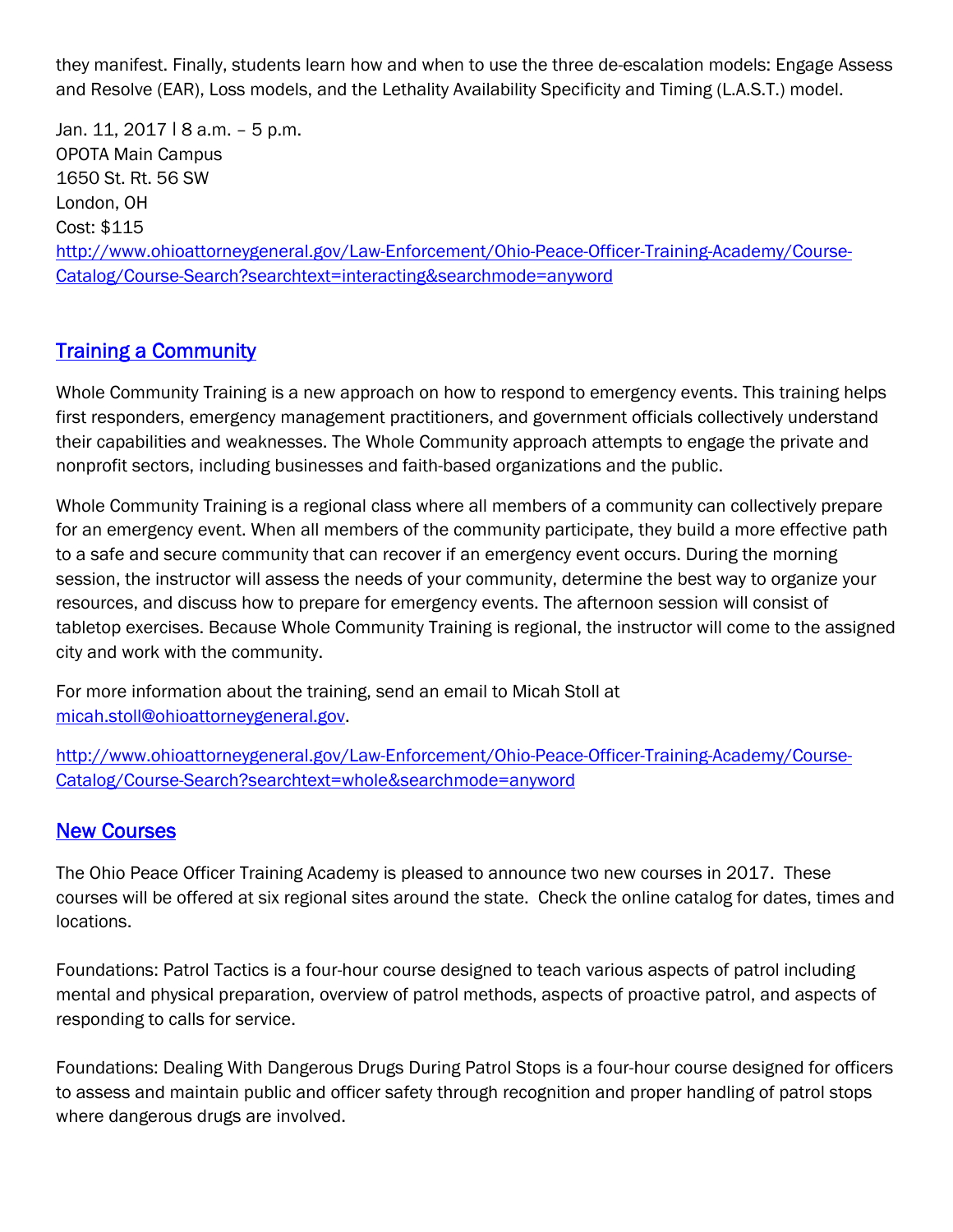they manifest. Finally, students learn how and when to use the three de-escalation models: Engage Assess and Resolve (EAR), Loss models, and the Lethality Availability Specificity and Timing (L.A.S.T.) model.

Jan. 11, 2017 | 8 a.m. – 5 p.m.
OPOTA Main Campus
1650 St. Rt. 56 SW
London, OH
Cost: $115
[http://www.ohioattorneygeneral.gov/Law-Enforcement/Ohio-Peace-Officer-Training-Academy/Course-Catalog/Course-Search?searchtext=interacting&searchmode=anyword](http://www.ohioattorneygeneral.gov/Law-Enforcement/Ohio-Peace-Officer-Training-Academy/Course-Catalog/Course-Search?searchtext=interacting&searchmode=anyword)

## Training a Community

Whole Community Training is a new approach on how to respond to emergency events. This training helps first responders, emergency management practitioners, and government officials collectively understand their capabilities and weaknesses. The Whole Community approach attempts to engage the private and nonprofit sectors, including businesses and faith-based organizations and the public.

Whole Community Training is a regional class where all members of a community can collectively prepare for an emergency event. When all members of the community participate, they build a more effective path to a safe and secure community that can recover if an emergency event occurs. During the morning session, the instructor will assess the needs of your community, determine the best way to organize your resources, and discuss how to prepare for emergency events. The afternoon session will consist of tabletop exercises. Because Whole Community Training is regional, the instructor will come to the assigned city and work with the community.

For more information about the training, send an email to Micah Stoll at [micah.stoll@ohioattorneygeneral.gov](mailto:micah.stoll@ohioattorneygeneral.gov).

[http://www.ohioattorneygeneral.gov/Law-Enforcement/Ohio-Peace-Officer-Training-Academy/Course-Catalog/Course-Search?searchtext=whole&searchmode=anyword](http://www.ohioattorneygeneral.gov/Law-Enforcement/Ohio-Peace-Officer-Training-Academy/Course-Catalog/Course-Search?searchtext=whole&searchmode=anyword)

## New Courses

The Ohio Peace Officer Training Academy is pleased to announce two new courses in 2017. These courses will be offered at six regional sites around the state. Check the online catalog for dates, times and locations.

Foundations: Patrol Tactics is a four-hour course designed to teach various aspects of patrol including mental and physical preparation, overview of patrol methods, aspects of proactive patrol, and aspects of responding to calls for service.

Foundations: Dealing With Dangerous Drugs During Patrol Stops is a four-hour course designed for officers to assess and maintain public and officer safety through recognition and proper handling of patrol stops where dangerous drugs are involved.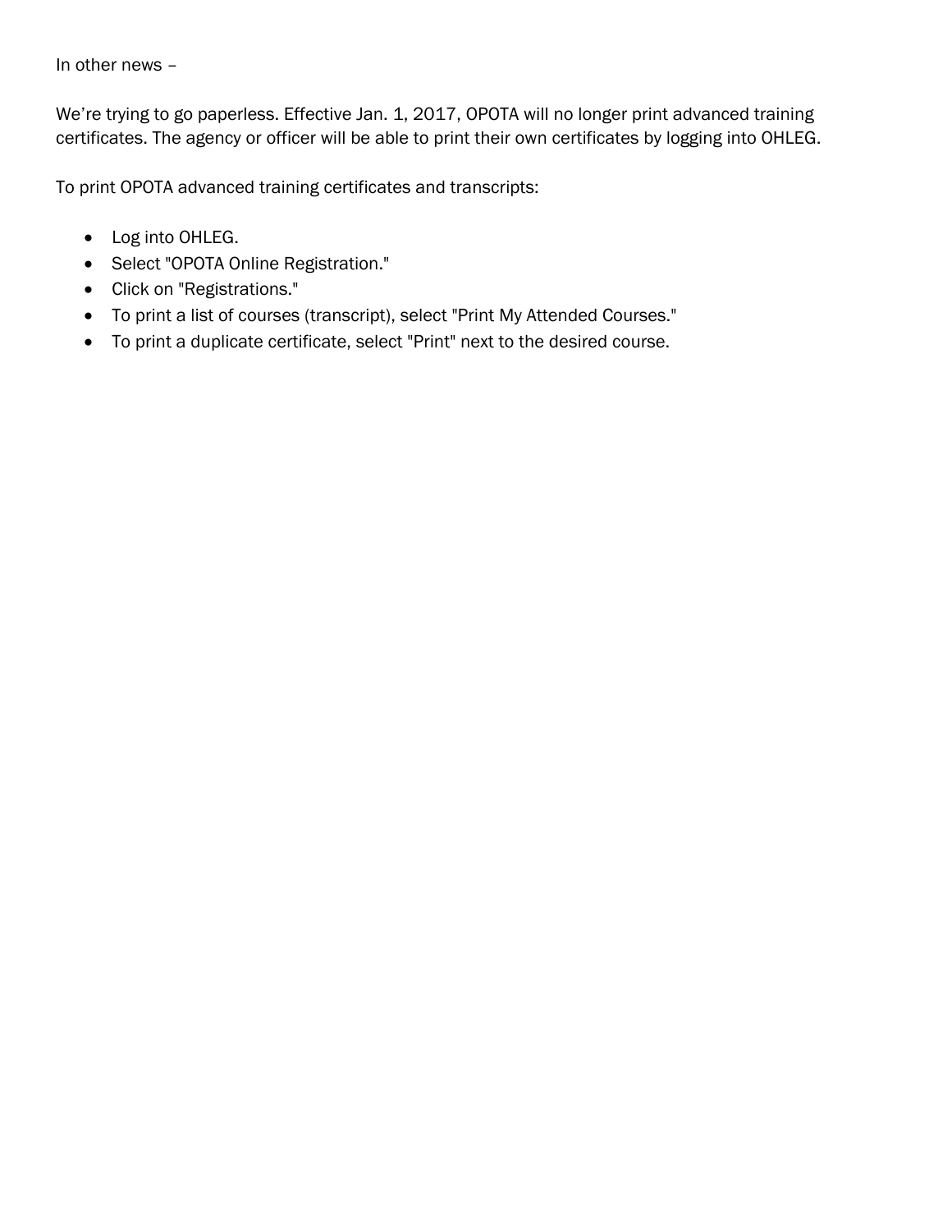In other news –

We're trying to go paperless. Effective Jan. 1, 2017, OPOTA will no longer print advanced training certificates. The agency or officer will be able to print their own certificates by logging into OHLEG.

To print OPOTA advanced training certificates and transcripts:

- Log into OHLEG.
- Select "OPOTA Online Registration."
- Click on "Registrations."
- To print a list of courses (transcript), select "Print My Attended Courses."
- To print a duplicate certificate, select "Print" next to the desired course.